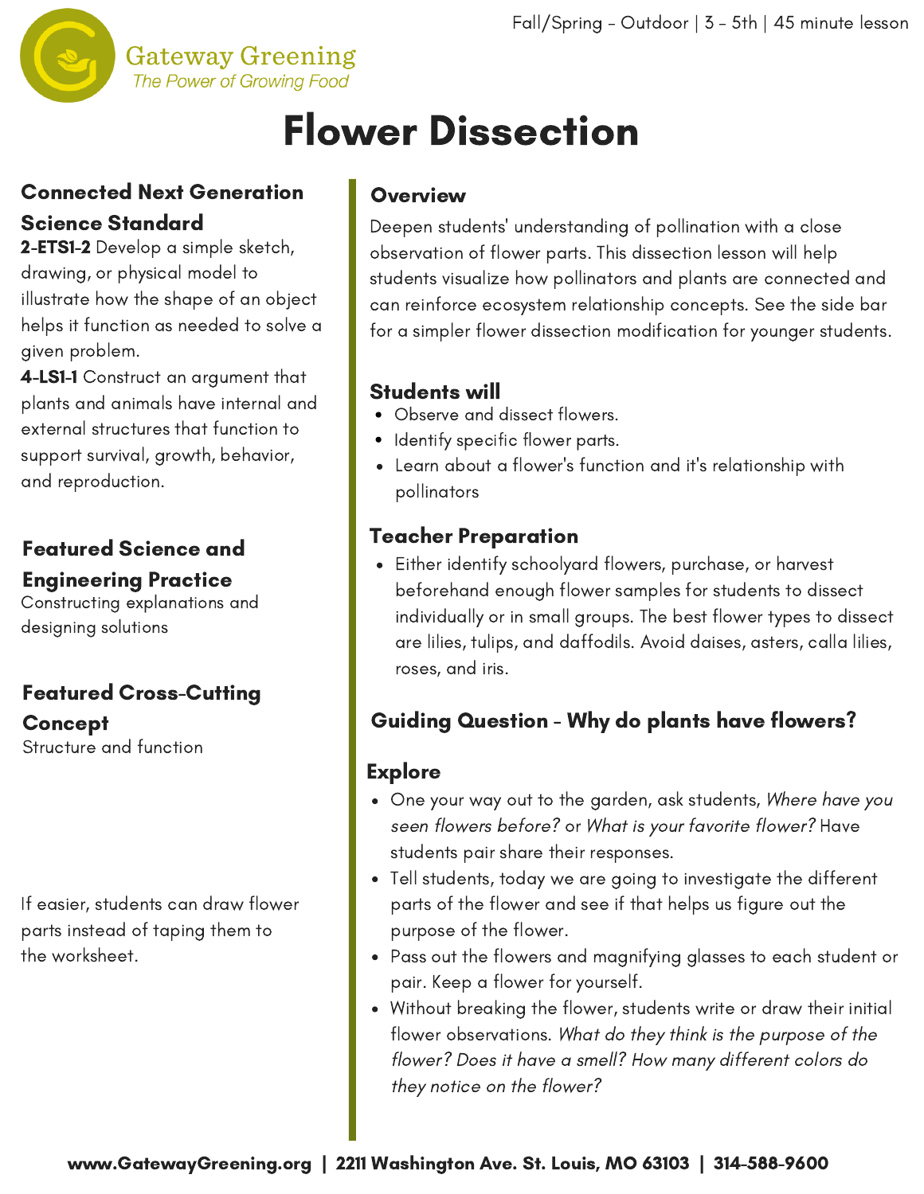Gateway Greening
*The Power of Growing Food*

Fall/Spring - Outdoor | 3 - 5th | 45 minute lesson

# Flower Dissection

## Connected Next Generation Science Standard

**2-ETS1-2** Develop a simple sketch, drawing, or physical model to illustrate how the shape of an object helps it function as needed to solve a given problem.

**4-LS1-1** Construct an argument that plants and animals have internal and external structures that function to support survival, growth, behavior, and reproduction.

## Featured Science and Engineering Practice

Constructing explanations and designing solutions

## Featured Cross-Cutting Concept

Structure and function

If easier, students can draw flower parts instead of taping them to the worksheet.

## Overview

Deepen students' understanding of pollination with a close observation of flower parts. This dissection lesson will help students visualize how pollinators and plants are connected and can reinforce ecosystem relationship concepts. See the side bar for a simpler flower dissection modification for younger students.

## Students will

- Observe and dissect flowers.
- Identify specific flower parts.
- Learn about a flower's function and it's relationship with pollinators

## Teacher Preparation

- Either identify schoolyard flowers, purchase, or harvest beforehand enough flower samples for students to dissect individually or in small groups. The best flower types to dissect are lilies, tulips, and daffodils. Avoid daises, asters, calla lilies, roses, and iris.

## Guiding Question - Why do plants have flowers?

## Explore

- One your way out to the garden, ask students, *Where have you seen flowers before?* or *What is your favorite flower?* Have students pair share their responses.
- Tell students, today we are going to investigate the different parts of the flower and see if that helps us figure out the purpose of the flower.
- Pass out the flowers and magnifying glasses to each student or pair. Keep a flower for yourself.
- Without breaking the flower, students write or draw their initial flower observations. *What do they think is the purpose of the flower? Does it have a smell? How many different colors do they notice on the flower?*

**www.GatewayGreening.org | 2211 Washington Ave. St. Louis, MO 63103 | 314-588-9600**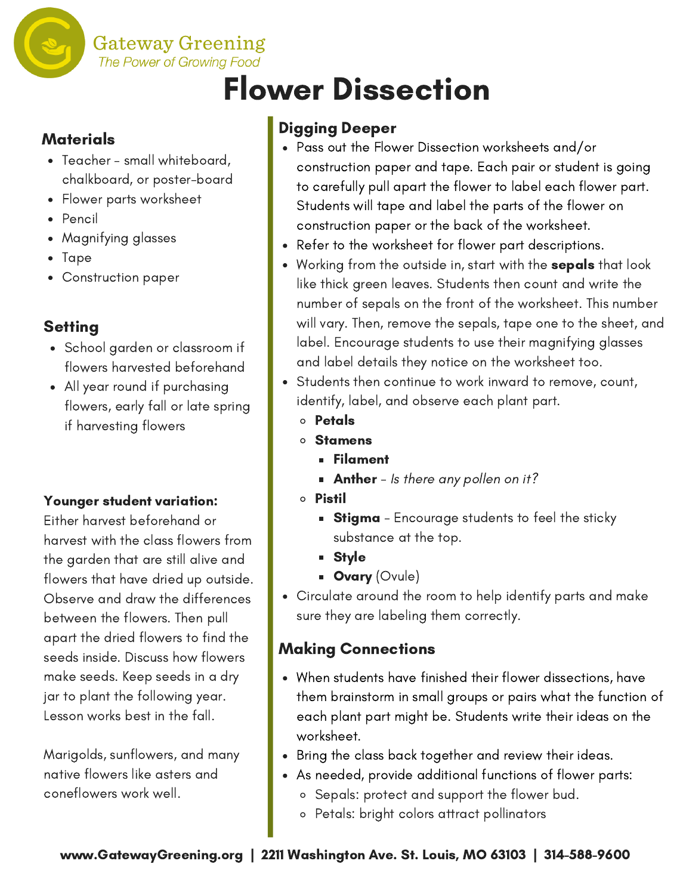Gateway Greening
*The Power of Growing Food*

# Flower Dissection

## Materials

- Teacher - small whiteboard, chalkboard, or poster-board
- Flower parts worksheet
- Pencil
- Magnifying glasses
- Tape
- Construction paper

## Setting

- School garden or classroom if flowers harvested beforehand
- All year round if purchasing flowers, early fall or late spring if harvesting flowers

**Younger student variation:**
Either harvest beforehand or harvest with the class flowers from the garden that are still alive and flowers that have dried up outside. Observe and draw the differences between the flowers. Then pull apart the dried flowers to find the seeds inside. Discuss how flowers make seeds. Keep seeds in a dry jar to plant the following year. Lesson works best in the fall.

Marigolds, sunflowers, and many native flowers like asters and coneflowers work well.

## Digging Deeper

- Pass out the Flower Dissection worksheets and/or construction paper and tape. Each pair or student is going to carefully pull apart the flower to label each flower part. Students will tape and label the parts of the flower on construction paper or the back of the worksheet.
- Refer to the worksheet for flower part descriptions.
- Working from the outside in, start with the **sepals** that look like thick green leaves. Students then count and write the number of sepals on the front of the worksheet. This number will vary. Then, remove the sepals, tape one to the sheet, and label. Encourage students to use their magnifying glasses and label details they notice on the worksheet too.
- Students then continue to work inward to remove, count, identify, label, and observe each plant part.
  - **Petals**
  - **Stamens**
    - **Filament**
    - **Anther** - *Is there any pollen on it?*
  - **Pistil**
    - **Stigma** - Encourage students to feel the sticky substance at the top.
    - **Style**
    - **Ovary** (Ovule)
- Circulate around the room to help identify parts and make sure they are labeling them correctly.

## Making Connections

- When students have finished their flower dissections, have them brainstorm in small groups or pairs what the function of each plant part might be. Students write their ideas on the worksheet.
- Bring the class back together and review their ideas.
- As needed, provide additional functions of flower parts:
  - Sepals: protect and support the flower bud.
  - Petals: bright colors attract pollinators

**www.GatewayGreening.org | 2211 Washington Ave. St. Louis, MO 63103 | 314-588-9600**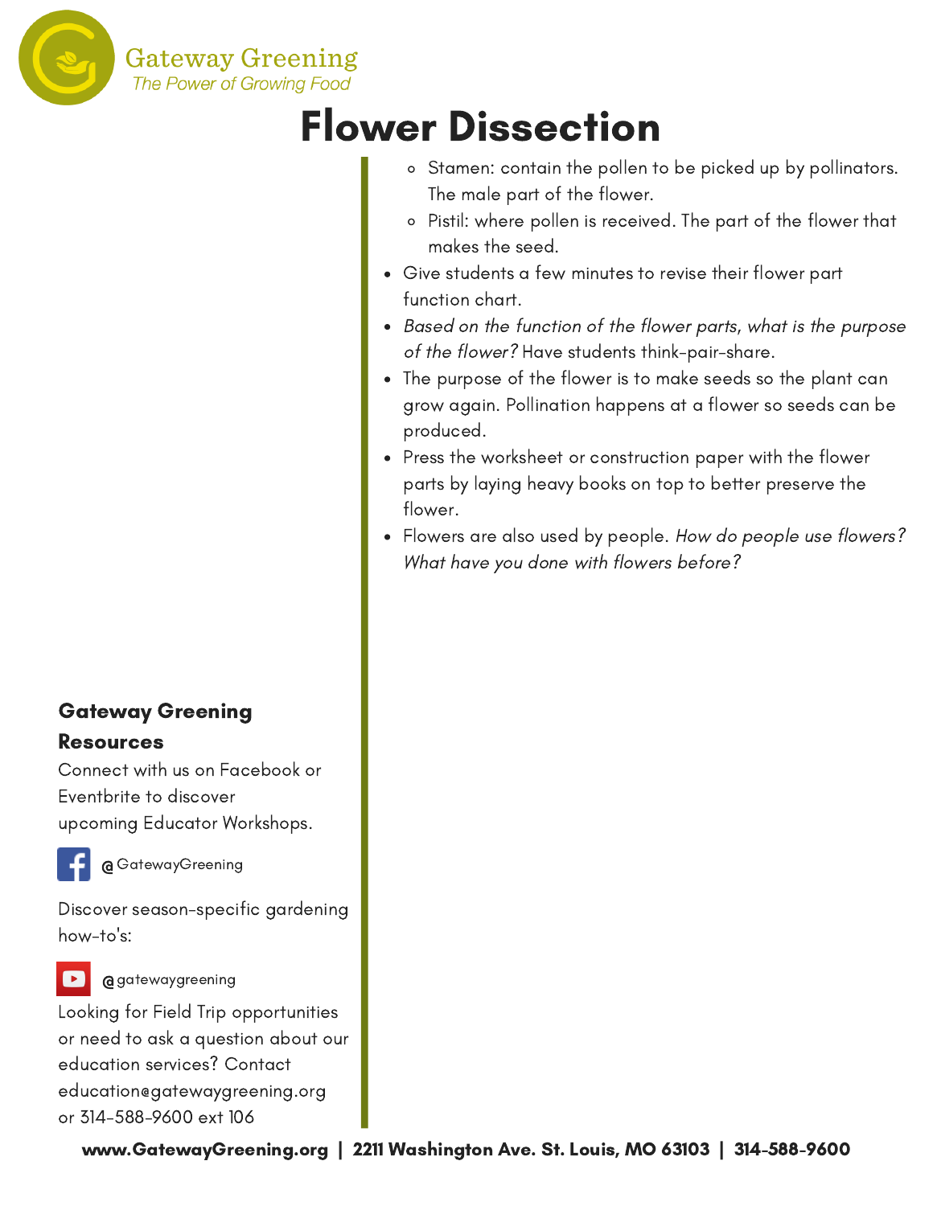# Flower Dissection

- Stamen: contain the pollen to be picked up by pollinators. The male part of the flower.
- Pistil: where pollen is received. The part of the flower that makes the seed.

- Give students a few minutes to revise their flower part function chart.
- *Based on the function of the flower parts, what is the purpose of the flower?* Have students think-pair-share.
- The purpose of the flower is to make seeds so the plant can grow again. Pollination happens at a flower so seeds can be produced.
- Press the worksheet or construction paper with the flower parts by laying heavy books on top to better preserve the flower.
- Flowers are also used by people. *How do people use flowers? What have you done with flowers before?*

**Gateway Greening Resources**

Connect with us on Facebook or Eventbrite to discover upcoming Educator Workshops.

@GatewayGreening

Discover season-specific gardening how-to's:

@gatewaygreening

Looking for Field Trip opportunities or need to ask a question about our education services? Contact education@gatewaygreening.org or 314-588-9600 ext 106